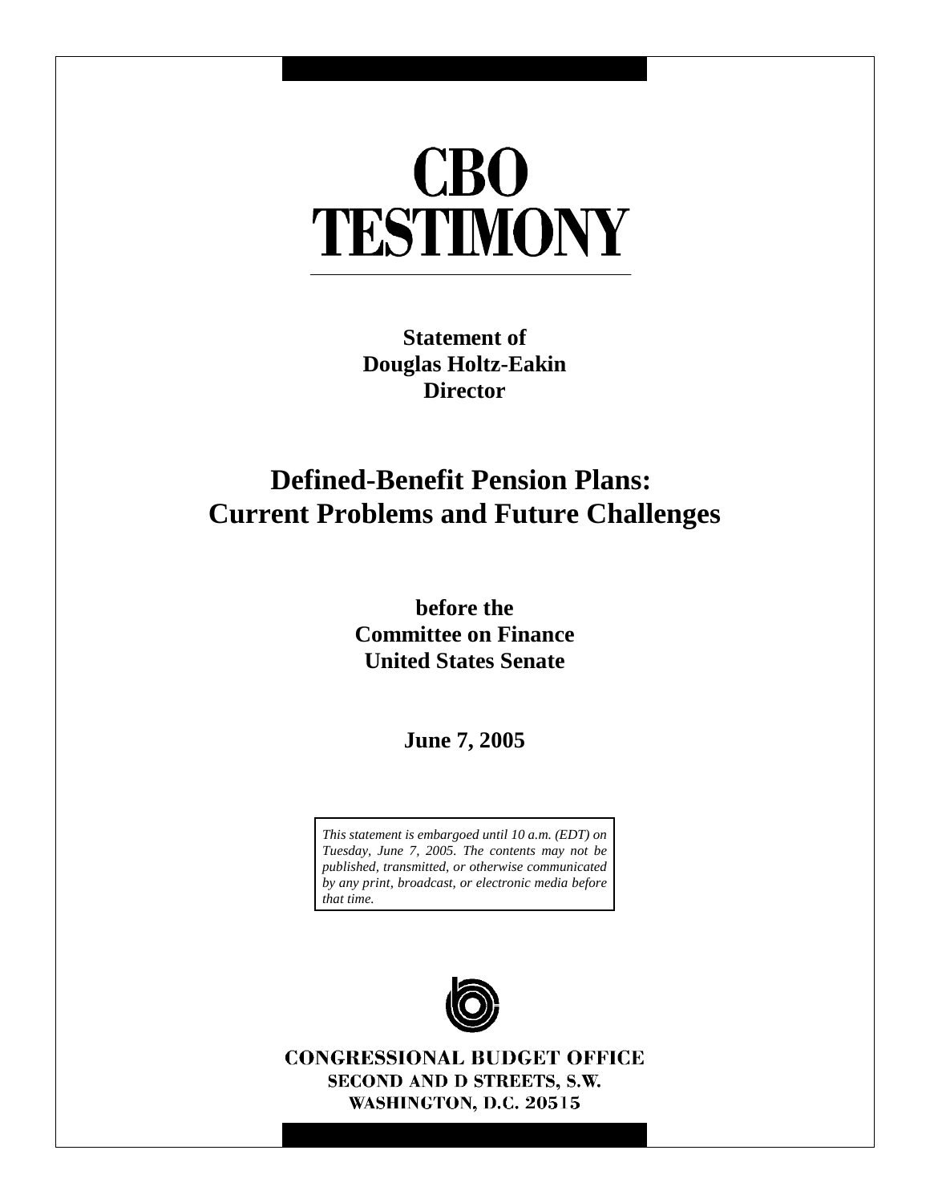# CBO TESTIMONY

**Statement of**
**Douglas Holtz-Eakin**
**Director**

## Defined-Benefit Pension Plans: Current Problems and Future Challenges

**before the**
**Committee on Finance**
**United States Senate**

**June 7, 2005**

*This statement is embargoed until 10 a.m. (EDT) on Tuesday, June 7, 2005. The contents may not be published, transmitted, or otherwise communicated by any print, broadcast, or electronic media before that time.*

CONGRESSIONAL BUDGET OFFICE
SECOND AND D STREETS, S.W.
WASHINGTON, D.C. 20515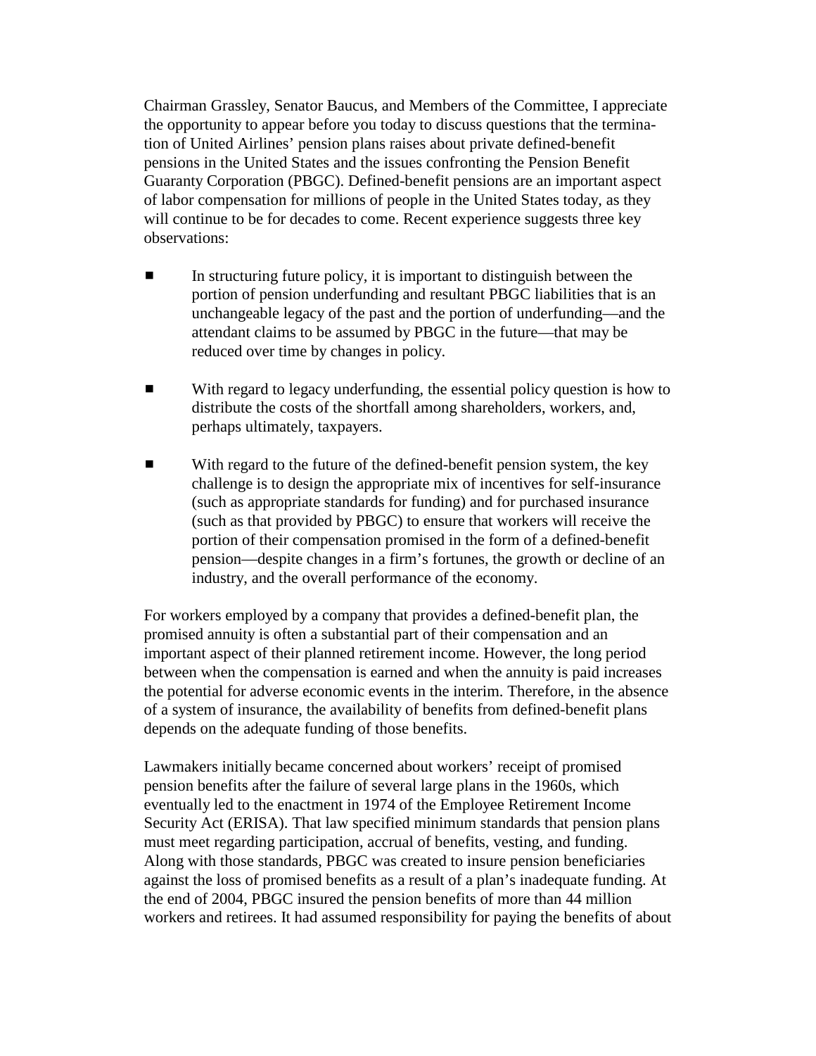Chairman Grassley, Senator Baucus, and Members of the Committee, I appreciate the opportunity to appear before you today to discuss questions that the termination of United Airlines' pension plans raises about private defined-benefit pensions in the United States and the issues confronting the Pension Benefit Guaranty Corporation (PBGC). Defined-benefit pensions are an important aspect of labor compensation for millions of people in the United States today, as they will continue to be for decades to come. Recent experience suggests three key observations:

- In structuring future policy, it is important to distinguish between the portion of pension underfunding and resultant PBGC liabilities that is an unchangeable legacy of the past and the portion of underfunding—and the attendant claims to be assumed by PBGC in the future—that may be reduced over time by changes in policy.

- With regard to legacy underfunding, the essential policy question is how to distribute the costs of the shortfall among shareholders, workers, and, perhaps ultimately, taxpayers.

- With regard to the future of the defined-benefit pension system, the key challenge is to design the appropriate mix of incentives for self-insurance (such as appropriate standards for funding) and for purchased insurance (such as that provided by PBGC) to ensure that workers will receive the portion of their compensation promised in the form of a defined-benefit pension—despite changes in a firm's fortunes, the growth or decline of an industry, and the overall performance of the economy.

For workers employed by a company that provides a defined-benefit plan, the promised annuity is often a substantial part of their compensation and an important aspect of their planned retirement income. However, the long period between when the compensation is earned and when the annuity is paid increases the potential for adverse economic events in the interim. Therefore, in the absence of a system of insurance, the availability of benefits from defined-benefit plans depends on the adequate funding of those benefits.

Lawmakers initially became concerned about workers' receipt of promised pension benefits after the failure of several large plans in the 1960s, which eventually led to the enactment in 1974 of the Employee Retirement Income Security Act (ERISA). That law specified minimum standards that pension plans must meet regarding participation, accrual of benefits, vesting, and funding. Along with those standards, PBGC was created to insure pension beneficiaries against the loss of promised benefits as a result of a plan's inadequate funding. At the end of 2004, PBGC insured the pension benefits of more than 44 million workers and retirees. It had assumed responsibility for paying the benefits of about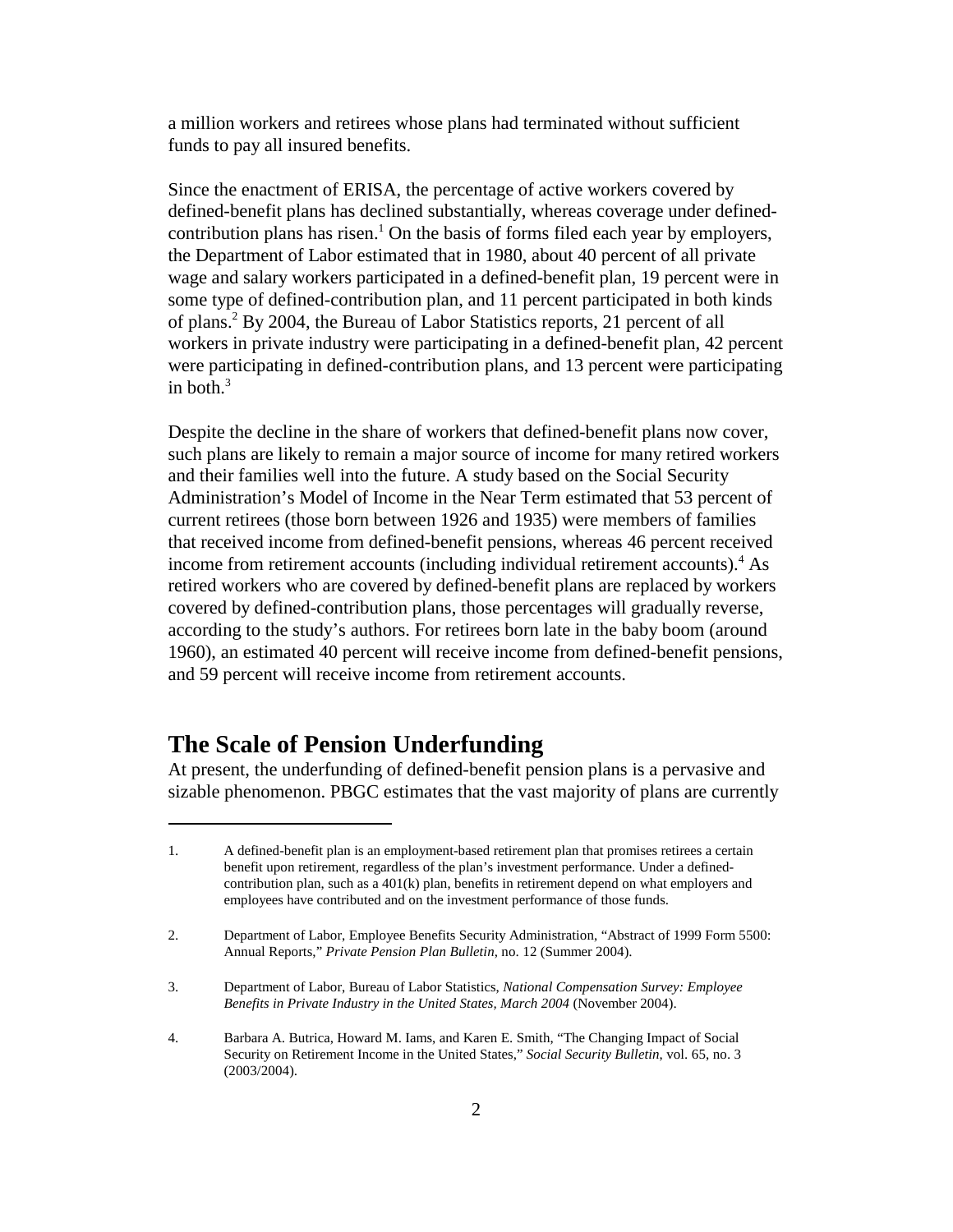a million workers and retirees whose plans had terminated without sufficient funds to pay all insured benefits.

Since the enactment of ERISA, the percentage of active workers covered by defined-benefit plans has declined substantially, whereas coverage under defined-contribution plans has risen.[1] On the basis of forms filed each year by employers, the Department of Labor estimated that in 1980, about 40 percent of all private wage and salary workers participated in a defined-benefit plan, 19 percent were in some type of defined-contribution plan, and 11 percent participated in both kinds of plans.[2] By 2004, the Bureau of Labor Statistics reports, 21 percent of all workers in private industry were participating in a defined-benefit plan, 42 percent were participating in defined-contribution plans, and 13 percent were participating in both.[3]

Despite the decline in the share of workers that defined-benefit plans now cover, such plans are likely to remain a major source of income for many retired workers and their families well into the future. A study based on the Social Security Administration's Model of Income in the Near Term estimated that 53 percent of current retirees (those born between 1926 and 1935) were members of families that received income from defined-benefit pensions, whereas 46 percent received income from retirement accounts (including individual retirement accounts).[4] As retired workers who are covered by defined-benefit plans are replaced by workers covered by defined-contribution plans, those percentages will gradually reverse, according to the study's authors. For retirees born late in the baby boom (around 1960), an estimated 40 percent will receive income from defined-benefit pensions, and 59 percent will receive income from retirement accounts.

## The Scale of Pension Underfunding

At present, the underfunding of defined-benefit pension plans is a pervasive and sizable phenomenon. PBGC estimates that the vast majority of plans are currently

---

1. A defined-benefit plan is an employment-based retirement plan that promises retirees a certain benefit upon retirement, regardless of the plan's investment performance. Under a defined-contribution plan, such as a 401(k) plan, benefits in retirement depend on what employers and employees have contributed and on the investment performance of those funds.

2. Department of Labor, Employee Benefits Security Administration, "Abstract of 1999 Form 5500: Annual Reports," *Private Pension Plan Bulletin*, no. 12 (Summer 2004).

3. Department of Labor, Bureau of Labor Statistics, *National Compensation Survey: Employee Benefits in Private Industry in the United States, March 2004* (November 2004).

4. Barbara A. Butrica, Howard M. Iams, and Karen E. Smith, "The Changing Impact of Social Security on Retirement Income in the United States," *Social Security Bulletin*, vol. 65, no. 3 (2003/2004).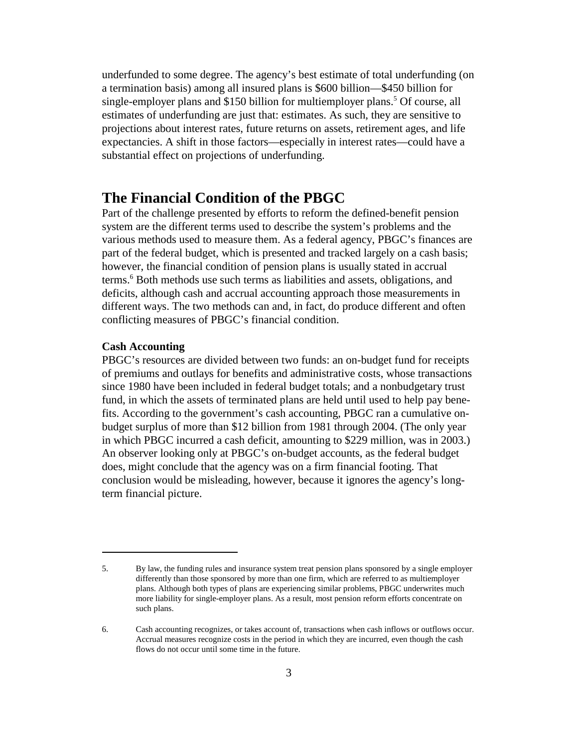underfunded to some degree. The agency's best estimate of total underfunding (on a termination basis) among all insured plans is $600 billion—$450 billion for single-employer plans and $150 billion for multiemployer plans.[5] Of course, all estimates of underfunding are just that: estimates. As such, they are sensitive to projections about interest rates, future returns on assets, retirement ages, and life expectancies. A shift in those factors—especially in interest rates—could have a substantial effect on projections of underfunding.

## The Financial Condition of the PBGC

Part of the challenge presented by efforts to reform the defined-benefit pension system are the different terms used to describe the system's problems and the various methods used to measure them. As a federal agency, PBGC's finances are part of the federal budget, which is presented and tracked largely on a cash basis; however, the financial condition of pension plans is usually stated in accrual terms.[6] Both methods use such terms as liabilities and assets, obligations, and deficits, although cash and accrual accounting approach those measurements in different ways. The two methods can and, in fact, do produce different and often conflicting measures of PBGC's financial condition.

### Cash Accounting

PBGC's resources are divided between two funds: an on-budget fund for receipts of premiums and outlays for benefits and administrative costs, whose transactions since 1980 have been included in federal budget totals; and a nonbudgetary trust fund, in which the assets of terminated plans are held until used to help pay benefits. According to the government's cash accounting, PBGC ran a cumulative on-budget surplus of more than $12 billion from 1981 through 2004. (The only year in which PBGC incurred a cash deficit, amounting to $229 million, was in 2003.) An observer looking only at PBGC's on-budget accounts, as the federal budget does, might conclude that the agency was on a firm financial footing. That conclusion would be misleading, however, because it ignores the agency's long-term financial picture.

---

5. By law, the funding rules and insurance system treat pension plans sponsored by a single employer differently than those sponsored by more than one firm, which are referred to as multiemployer plans. Although both types of plans are experiencing similar problems, PBGC underwrites much more liability for single-employer plans. As a result, most pension reform efforts concentrate on such plans.

6. Cash accounting recognizes, or takes account of, transactions when cash inflows or outflows occur. Accrual measures recognize costs in the period in which they are incurred, even though the cash flows do not occur until some time in the future.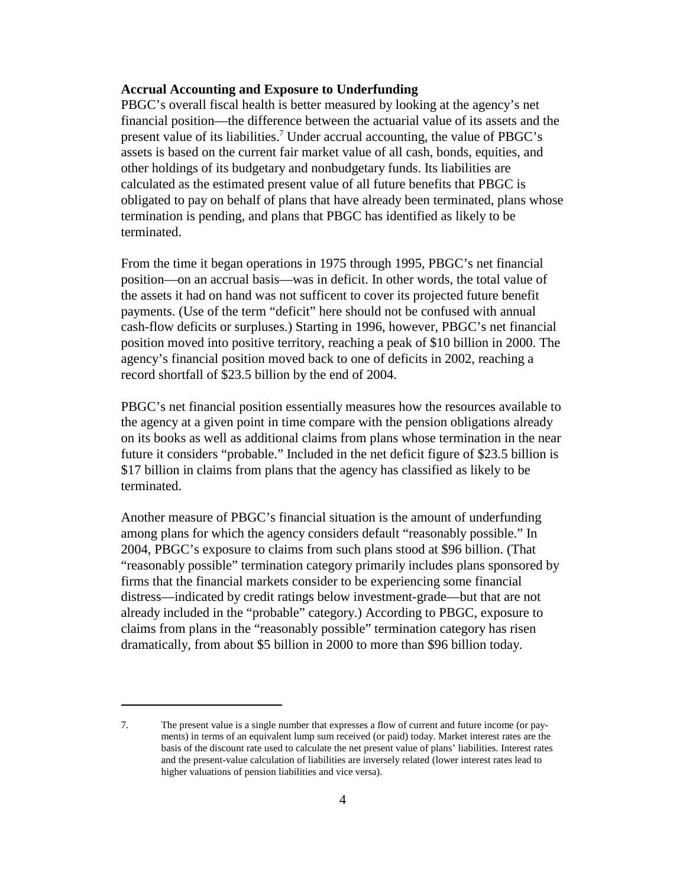**Accrual Accounting and Exposure to Underfunding**

PBGC's overall fiscal health is better measured by looking at the agency's net financial position—the difference between the actuarial value of its assets and the present value of its liabilities.[7] Under accrual accounting, the value of PBGC's assets is based on the current fair market value of all cash, bonds, equities, and other holdings of its budgetary and nonbudgetary funds. Its liabilities are calculated as the estimated present value of all future benefits that PBGC is obligated to pay on behalf of plans that have already been terminated, plans whose termination is pending, and plans that PBGC has identified as likely to be terminated.

From the time it began operations in 1975 through 1995, PBGC's net financial position—on an accrual basis—was in deficit. In other words, the total value of the assets it had on hand was not sufficent to cover its projected future benefit payments. (Use of the term "deficit" here should not be confused with annual cash-flow deficits or surpluses.) Starting in 1996, however, PBGC's net financial position moved into positive territory, reaching a peak of $10 billion in 2000. The agency's financial position moved back to one of deficits in 2002, reaching a record shortfall of $23.5 billion by the end of 2004.

PBGC's net financial position essentially measures how the resources available to the agency at a given point in time compare with the pension obligations already on its books as well as additional claims from plans whose termination in the near future it considers "probable." Included in the net deficit figure of $23.5 billion is $17 billion in claims from plans that the agency has classified as likely to be terminated.

Another measure of PBGC's financial situation is the amount of underfunding among plans for which the agency considers default "reasonably possible." In 2004, PBGC's exposure to claims from such plans stood at $96 billion. (That "reasonably possible" termination category primarily includes plans sponsored by firms that the financial markets consider to be experiencing some financial distress—indicated by credit ratings below investment-grade—but that are not already included in the "probable" category.) According to PBGC, exposure to claims from plans in the "reasonably possible" termination category has risen dramatically, from about $5 billion in 2000 to more than $96 billion today.

---

7. The present value is a single number that expresses a flow of current and future income (or payments) in terms of an equivalent lump sum received (or paid) today. Market interest rates are the basis of the discount rate used to calculate the net present value of plans' liabilities. Interest rates and the present-value calculation of liabilities are inversely related (lower interest rates lead to higher valuations of pension liabilities and vice versa).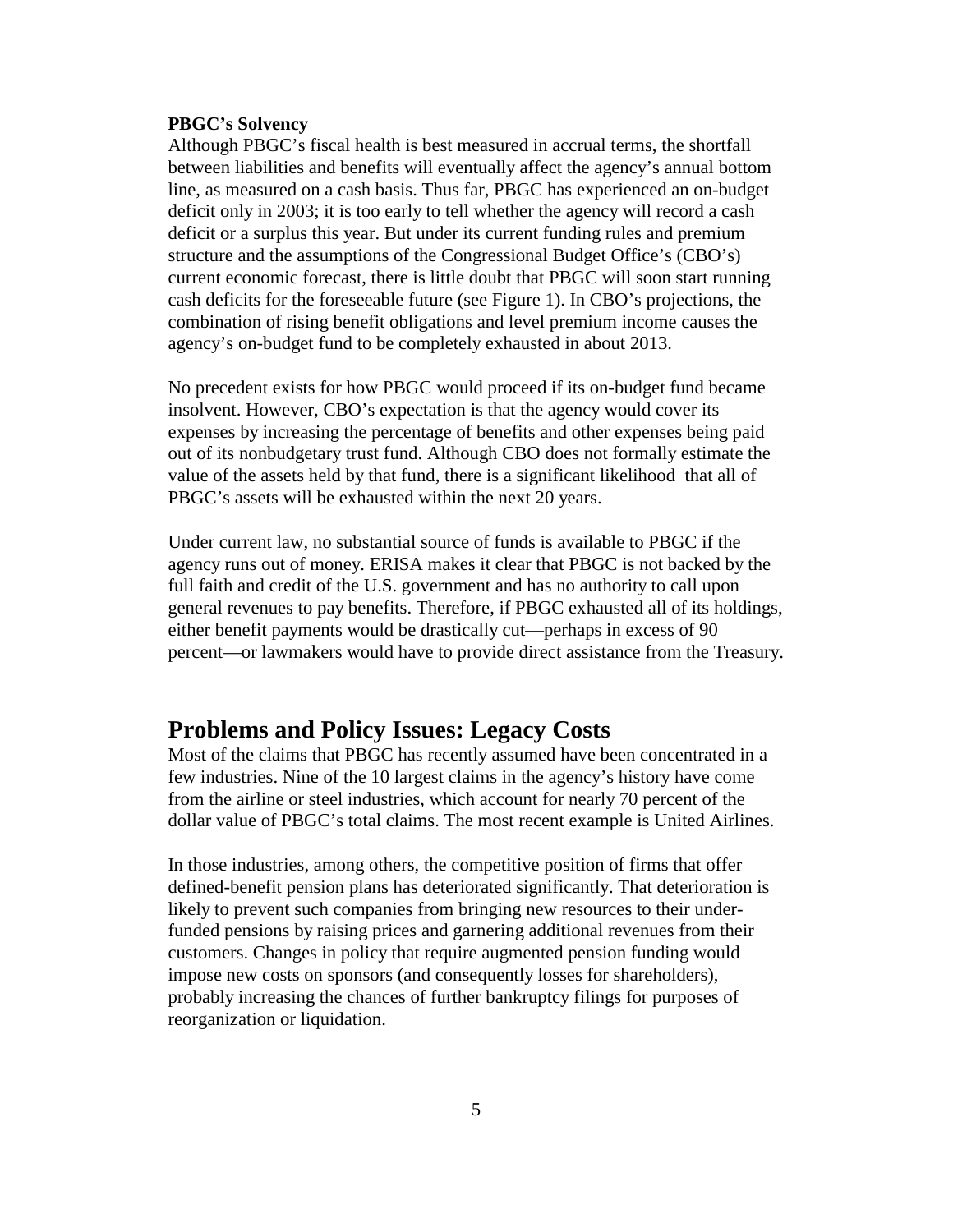**PBGC's Solvency**

Although PBGC's fiscal health is best measured in accrual terms, the shortfall between liabilities and benefits will eventually affect the agency's annual bottom line, as measured on a cash basis. Thus far, PBGC has experienced an on-budget deficit only in 2003; it is too early to tell whether the agency will record a cash deficit or a surplus this year. But under its current funding rules and premium structure and the assumptions of the Congressional Budget Office's (CBO's) current economic forecast, there is little doubt that PBGC will soon start running cash deficits for the foreseeable future (see Figure 1). In CBO's projections, the combination of rising benefit obligations and level premium income causes the agency's on-budget fund to be completely exhausted in about 2013.

No precedent exists for how PBGC would proceed if its on-budget fund became insolvent. However, CBO's expectation is that the agency would cover its expenses by increasing the percentage of benefits and other expenses being paid out of its nonbudgetary trust fund. Although CBO does not formally estimate the value of the assets held by that fund, there is a significant likelihood that all of PBGC's assets will be exhausted within the next 20 years.

Under current law, no substantial source of funds is available to PBGC if the agency runs out of money. ERISA makes it clear that PBGC is not backed by the full faith and credit of the U.S. government and has no authority to call upon general revenues to pay benefits. Therefore, if PBGC exhausted all of its holdings, either benefit payments would be drastically cut—perhaps in excess of 90 percent—or lawmakers would have to provide direct assistance from the Treasury.

## Problems and Policy Issues: Legacy Costs

Most of the claims that PBGC has recently assumed have been concentrated in a few industries. Nine of the 10 largest claims in the agency's history have come from the airline or steel industries, which account for nearly 70 percent of the dollar value of PBGC's total claims. The most recent example is United Airlines.

In those industries, among others, the competitive position of firms that offer defined-benefit pension plans has deteriorated significantly. That deterioration is likely to prevent such companies from bringing new resources to their under-funded pensions by raising prices and garnering additional revenues from their customers. Changes in policy that require augmented pension funding would impose new costs on sponsors (and consequently losses for shareholders), probably increasing the chances of further bankruptcy filings for purposes of reorganization or liquidation.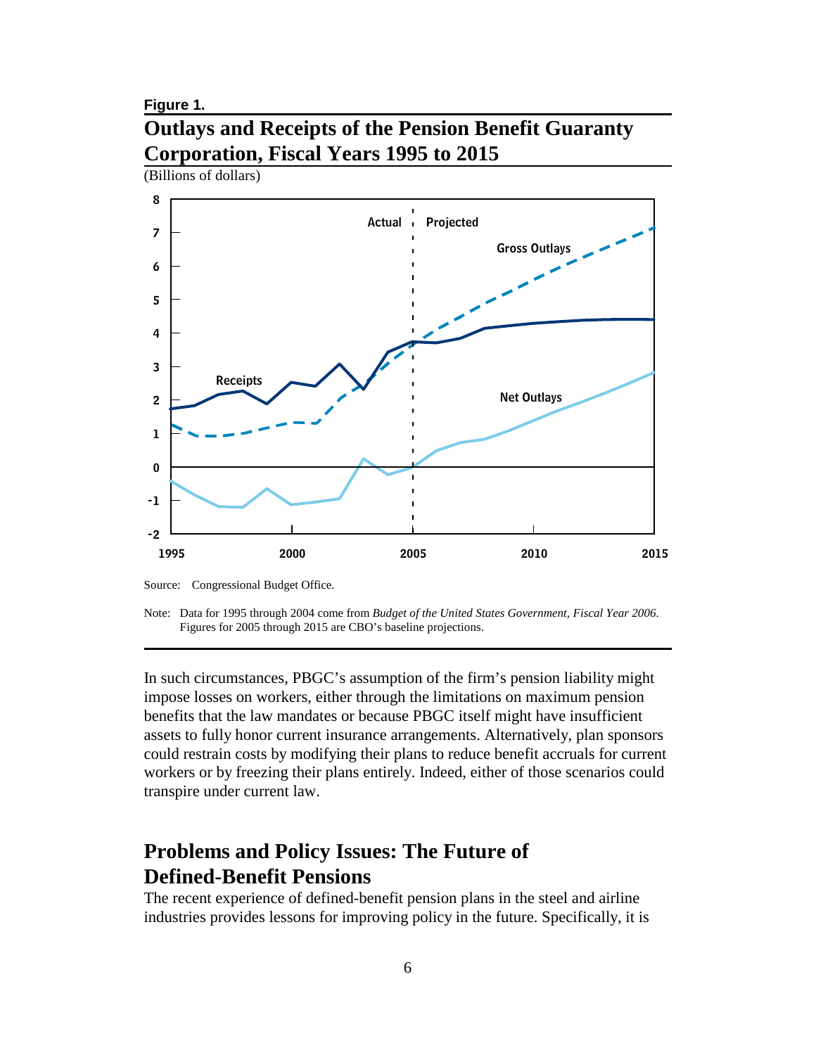**Figure 1.**

## Outlays and Receipts of the Pension Benefit Guaranty Corporation, Fiscal Years 1995 to 2015

(Billions of dollars)

Source: Congressional Budget Office.

Note: Data for 1995 through 2004 come from *Budget of the United States Government, Fiscal Year 2006*. Figures for 2005 through 2015 are CBO's baseline projections.

In such circumstances, PBGC's assumption of the firm's pension liability might impose losses on workers, either through the limitations on maximum pension benefits that the law mandates or because PBGC itself might have insufficient assets to fully honor current insurance arrangements. Alternatively, plan sponsors could restrain costs by modifying their plans to reduce benefit accruals for current workers or by freezing their plans entirely. Indeed, either of those scenarios could transpire under current law.

## Problems and Policy Issues: The Future of Defined-Benefit Pensions

The recent experience of defined-benefit pension plans in the steel and airline industries provides lessons for improving policy in the future. Specifically, it is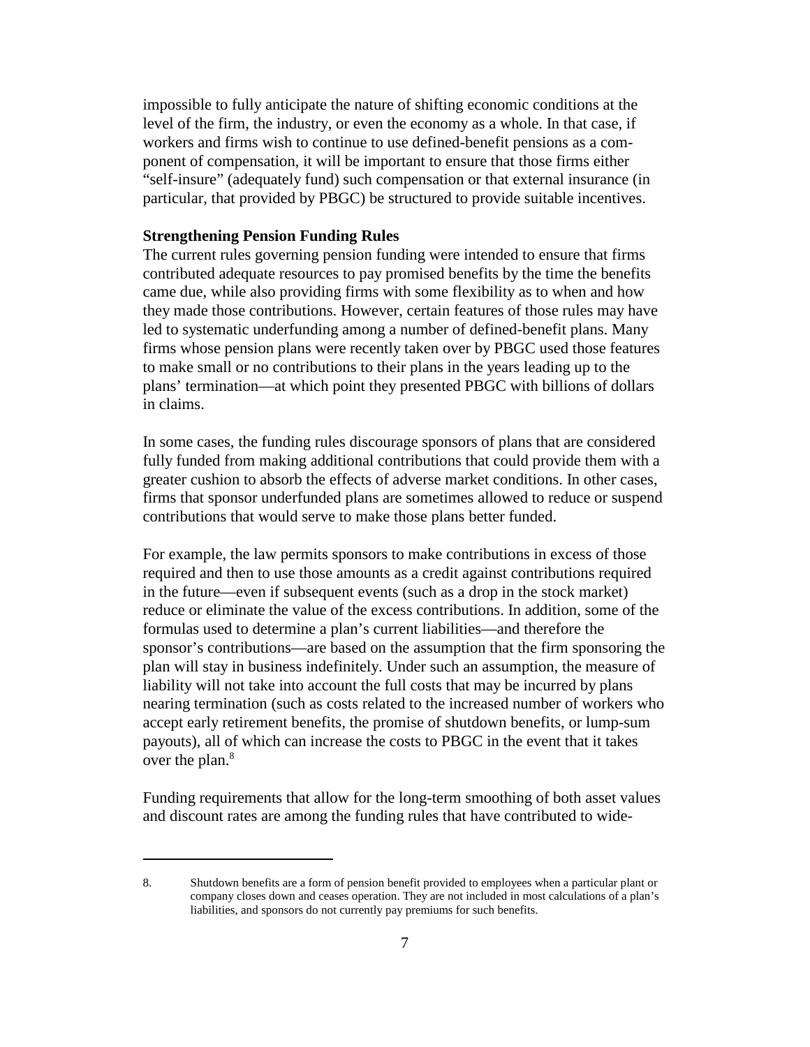impossible to fully anticipate the nature of shifting economic conditions at the level of the firm, the industry, or even the economy as a whole. In that case, if workers and firms wish to continue to use defined-benefit pensions as a component of compensation, it will be important to ensure that those firms either "self-insure" (adequately fund) such compensation or that external insurance (in particular, that provided by PBGC) be structured to provide suitable incentives.

### Strengthening Pension Funding Rules

The current rules governing pension funding were intended to ensure that firms contributed adequate resources to pay promised benefits by the time the benefits came due, while also providing firms with some flexibility as to when and how they made those contributions. However, certain features of those rules may have led to systematic underfunding among a number of defined-benefit plans. Many firms whose pension plans were recently taken over by PBGC used those features to make small or no contributions to their plans in the years leading up to the plans' termination—at which point they presented PBGC with billions of dollars in claims.

In some cases, the funding rules discourage sponsors of plans that are considered fully funded from making additional contributions that could provide them with a greater cushion to absorb the effects of adverse market conditions. In other cases, firms that sponsor underfunded plans are sometimes allowed to reduce or suspend contributions that would serve to make those plans better funded.

For example, the law permits sponsors to make contributions in excess of those required and then to use those amounts as a credit against contributions required in the future—even if subsequent events (such as a drop in the stock market) reduce or eliminate the value of the excess contributions. In addition, some of the formulas used to determine a plan's current liabilities—and therefore the sponsor's contributions—are based on the assumption that the firm sponsoring the plan will stay in business indefinitely. Under such an assumption, the measure of liability will not take into account the full costs that may be incurred by plans nearing termination (such as costs related to the increased number of workers who accept early retirement benefits, the promise of shutdown benefits, or lump-sum payouts), all of which can increase the costs to PBGC in the event that it takes over the plan.[8]

Funding requirements that allow for the long-term smoothing of both asset values and discount rates are among the funding rules that have contributed to wide-

---

8. Shutdown benefits are a form of pension benefit provided to employees when a particular plant or company closes down and ceases operation. They are not included in most calculations of a plan's liabilities, and sponsors do not currently pay premiums for such benefits.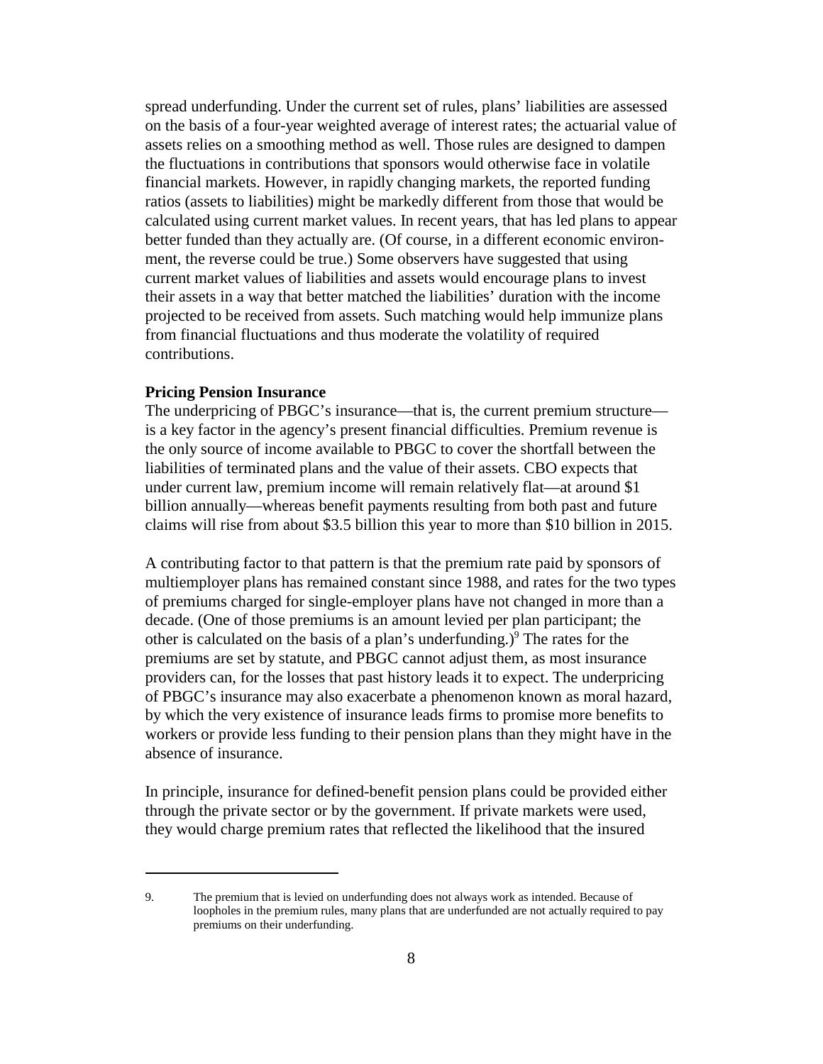spread underfunding. Under the current set of rules, plans' liabilities are assessed on the basis of a four-year weighted average of interest rates; the actuarial value of assets relies on a smoothing method as well. Those rules are designed to dampen the fluctuations in contributions that sponsors would otherwise face in volatile financial markets. However, in rapidly changing markets, the reported funding ratios (assets to liabilities) might be markedly different from those that would be calculated using current market values. In recent years, that has led plans to appear better funded than they actually are. (Of course, in a different economic environment, the reverse could be true.) Some observers have suggested that using current market values of liabilities and assets would encourage plans to invest their assets in a way that better matched the liabilities' duration with the income projected to be received from assets. Such matching would help immunize plans from financial fluctuations and thus moderate the volatility of required contributions.

**Pricing Pension Insurance**

The underpricing of PBGC's insurance—that is, the current premium structure—is a key factor in the agency's present financial difficulties. Premium revenue is the only source of income available to PBGC to cover the shortfall between the liabilities of terminated plans and the value of their assets. CBO expects that under current law, premium income will remain relatively flat—at around $1 billion annually—whereas benefit payments resulting from both past and future claims will rise from about $3.5 billion this year to more than $10 billion in 2015.

A contributing factor to that pattern is that the premium rate paid by sponsors of multiemployer plans has remained constant since 1988, and rates for the two types of premiums charged for single-employer plans have not changed in more than a decade. (One of those premiums is an amount levied per plan participant; the other is calculated on the basis of a plan's underfunding.)[9] The rates for the premiums are set by statute, and PBGC cannot adjust them, as most insurance providers can, for the losses that past history leads it to expect. The underpricing of PBGC's insurance may also exacerbate a phenomenon known as moral hazard, by which the very existence of insurance leads firms to promise more benefits to workers or provide less funding to their pension plans than they might have in the absence of insurance.

In principle, insurance for defined-benefit pension plans could be provided either through the private sector or by the government. If private markets were used, they would charge premium rates that reflected the likelihood that the insured

---

9. The premium that is levied on underfunding does not always work as intended. Because of loopholes in the premium rules, many plans that are underfunded are not actually required to pay premiums on their underfunding.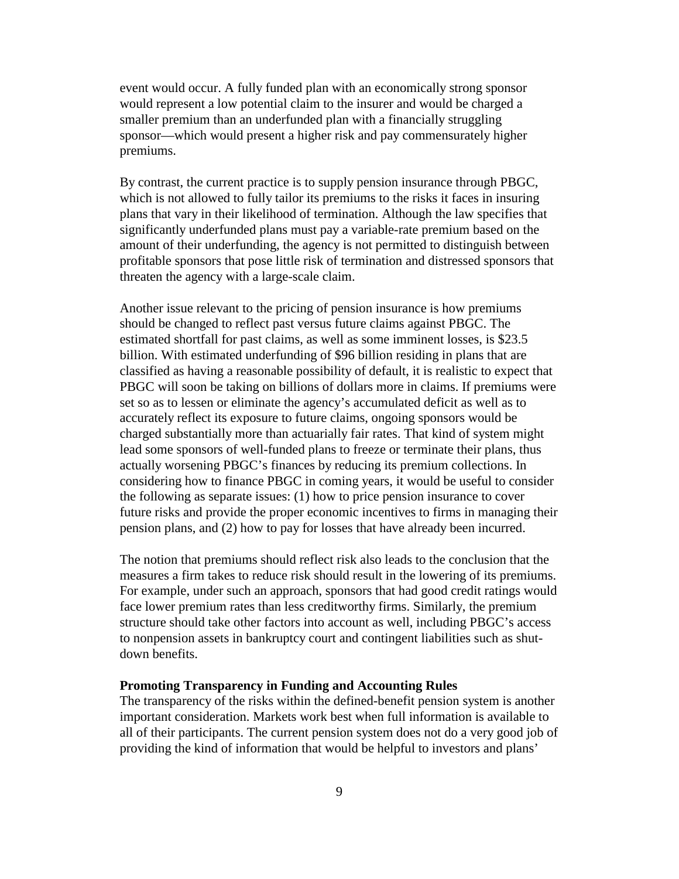event would occur. A fully funded plan with an economically strong sponsor would represent a low potential claim to the insurer and would be charged a smaller premium than an underfunded plan with a financially struggling sponsor—which would present a higher risk and pay commensurately higher premiums.

By contrast, the current practice is to supply pension insurance through PBGC, which is not allowed to fully tailor its premiums to the risks it faces in insuring plans that vary in their likelihood of termination. Although the law specifies that significantly underfunded plans must pay a variable-rate premium based on the amount of their underfunding, the agency is not permitted to distinguish between profitable sponsors that pose little risk of termination and distressed sponsors that threaten the agency with a large-scale claim.

Another issue relevant to the pricing of pension insurance is how premiums should be changed to reflect past versus future claims against PBGC. The estimated shortfall for past claims, as well as some imminent losses, is $23.5 billion. With estimated underfunding of $96 billion residing in plans that are classified as having a reasonable possibility of default, it is realistic to expect that PBGC will soon be taking on billions of dollars more in claims. If premiums were set so as to lessen or eliminate the agency's accumulated deficit as well as to accurately reflect its exposure to future claims, ongoing sponsors would be charged substantially more than actuarially fair rates. That kind of system might lead some sponsors of well-funded plans to freeze or terminate their plans, thus actually worsening PBGC's finances by reducing its premium collections. In considering how to finance PBGC in coming years, it would be useful to consider the following as separate issues: (1) how to price pension insurance to cover future risks and provide the proper economic incentives to firms in managing their pension plans, and (2) how to pay for losses that have already been incurred.

The notion that premiums should reflect risk also leads to the conclusion that the measures a firm takes to reduce risk should result in the lowering of its premiums. For example, under such an approach, sponsors that had good credit ratings would face lower premium rates than less creditworthy firms. Similarly, the premium structure should take other factors into account as well, including PBGC's access to nonpension assets in bankruptcy court and contingent liabilities such as shut-down benefits.

**Promoting Transparency in Funding and Accounting Rules**

The transparency of the risks within the defined-benefit pension system is another important consideration. Markets work best when full information is available to all of their participants. The current pension system does not do a very good job of providing the kind of information that would be helpful to investors and plans'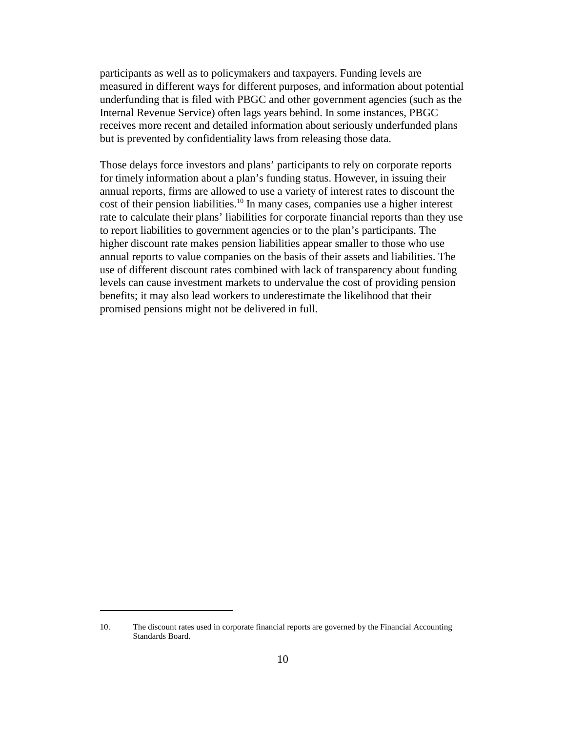participants as well as to policymakers and taxpayers. Funding levels are measured in different ways for different purposes, and information about potential underfunding that is filed with PBGC and other government agencies (such as the Internal Revenue Service) often lags years behind. In some instances, PBGC receives more recent and detailed information about seriously underfunded plans but is prevented by confidentiality laws from releasing those data.

Those delays force investors and plans' participants to rely on corporate reports for timely information about a plan's funding status. However, in issuing their annual reports, firms are allowed to use a variety of interest rates to discount the cost of their pension liabilities.[10] In many cases, companies use a higher interest rate to calculate their plans' liabilities for corporate financial reports than they use to report liabilities to government agencies or to the plan's participants. The higher discount rate makes pension liabilities appear smaller to those who use annual reports to value companies on the basis of their assets and liabilities. The use of different discount rates combined with lack of transparency about funding levels can cause investment markets to undervalue the cost of providing pension benefits; it may also lead workers to underestimate the likelihood that their promised pensions might not be delivered in full.

---

10. The discount rates used in corporate financial reports are governed by the Financial Accounting Standards Board.